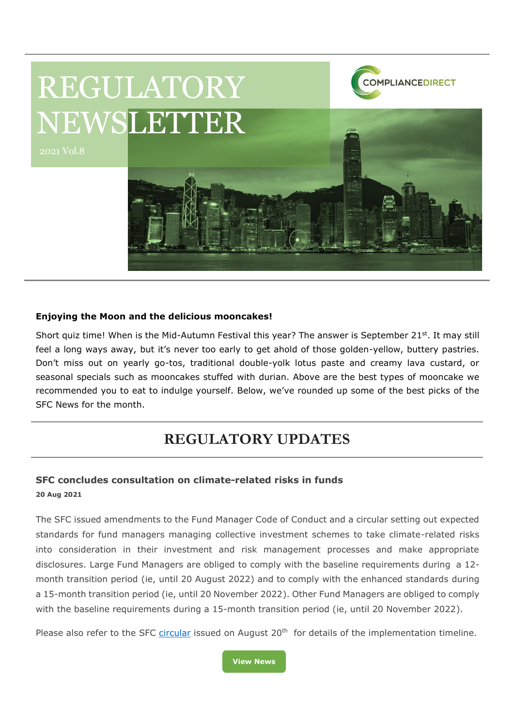# REGULATORY NEWSLETTER

2021 Vol.8

COMPLIANCEDIRECT

**Enjoying the Moon and the delicious mooncakes!**

Short quiz time! When is the Mid-Autumn Festival this year? The answer is September 21st. It may still feel a long ways away, but it's never too early to get ahold of those golden-yellow, buttery pastries. Don't miss out on yearly go-tos, traditional double-yolk lotus paste and creamy lava custard, or seasonal specials such as mooncakes stuffed with durian. Above are the best types of mooncake we recommended you to eat to indulge yourself. Below, we've rounded up some of the best picks of the SFC News for the month.

## REGULATORY UPDATES

### SFC concludes consultation on climate-related risks in funds

**20 Aug 2021**

The SFC issued amendments to the Fund Manager Code of Conduct and a circular setting out expected standards for fund managers managing collective investment schemes to take climate-related risks into consideration in their investment and risk management processes and make appropriate disclosures. Large Fund Managers are obliged to comply with the baseline requirements during a 12-month transition period (ie, until 20 August 2022) and to comply with the enhanced standards during a 15-month transition period (ie, until 20 November 2022). Other Fund Managers are obliged to comply with the baseline requirements during a 15-month transition period (ie, until 20 November 2022).

Please also refer to the SFC circular issued on August 20th for details of the implementation timeline.

View News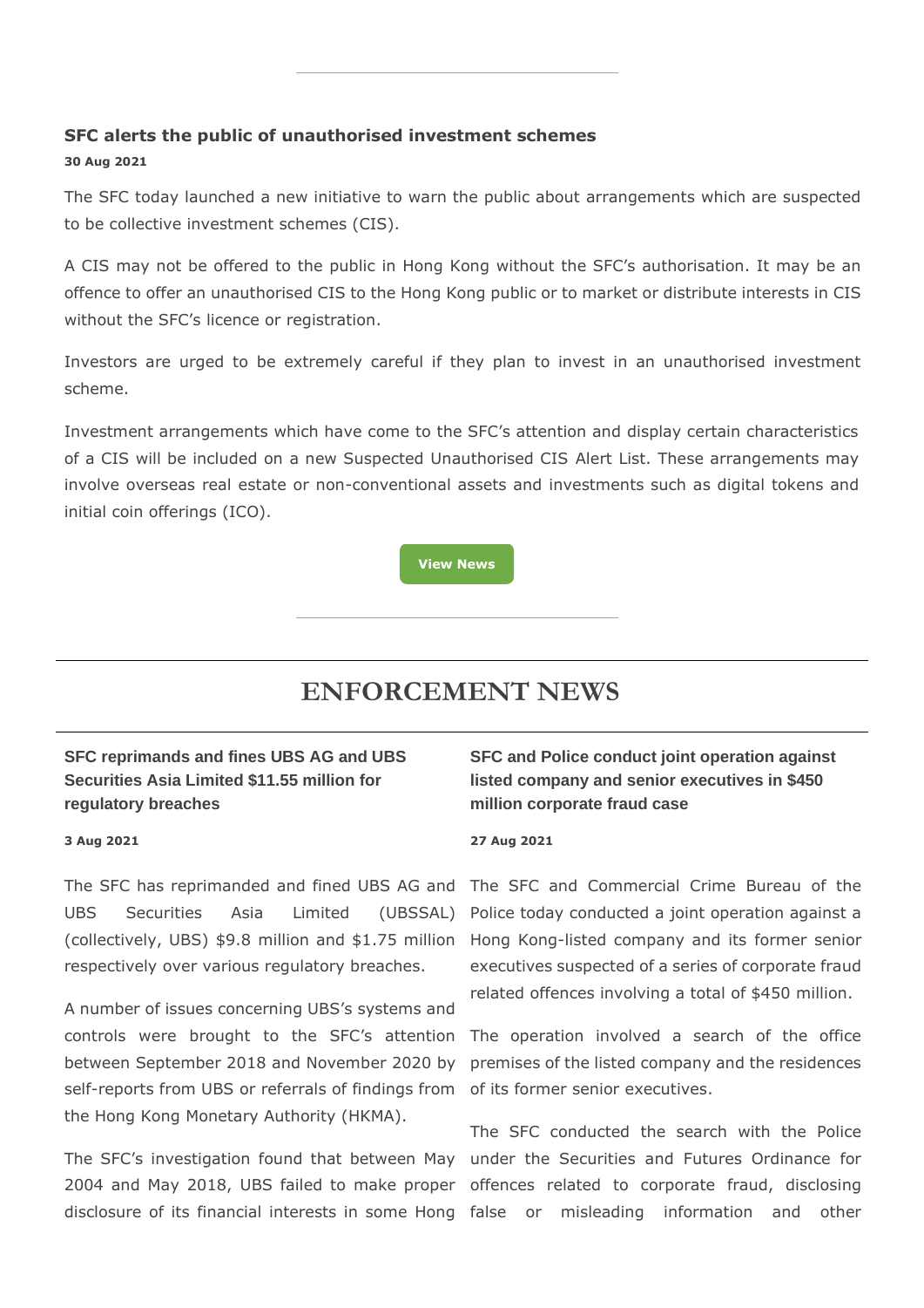### SFC alerts the public of unauthorised investment schemes

**30 Aug 2021**

The SFC today launched a new initiative to warn the public about arrangements which are suspected to be collective investment schemes (CIS).

A CIS may not be offered to the public in Hong Kong without the SFC's authorisation. It may be an offence to offer an unauthorised CIS to the Hong Kong public or to market or distribute interests in CIS without the SFC's licence or registration.

Investors are urged to be extremely careful if they plan to invest in an unauthorised investment scheme.

Investment arrangements which have come to the SFC's attention and display certain characteristics of a CIS will be included on a new Suspected Unauthorised CIS Alert List. These arrangements may involve overseas real estate or non-conventional assets and investments such as digital tokens and initial coin offerings (ICO).

**View News**

---

## ENFORCEMENT NEWS

### SFC reprimands and fines UBS AG and UBS Securities Asia Limited $11.55 million for regulatory breaches

**3 Aug 2021**

The SFC has reprimanded and fined UBS AG and UBS Securities Asia Limited (UBSSAL) (collectively, UBS) $9.8 million and $1.75 million respectively over various regulatory breaches.

A number of issues concerning UBS's systems and controls were brought to the SFC's attention between September 2018 and November 2020 by self-reports from UBS or referrals of findings from the Hong Kong Monetary Authority (HKMA).

The SFC's investigation found that between May 2004 and May 2018, UBS failed to make proper disclosure of its financial interests in some Hong

### SFC and Police conduct joint operation against listed company and senior executives in $450 million corporate fraud case

**27 Aug 2021**

The SFC and Commercial Crime Bureau of the Police today conducted a joint operation against a Hong Kong-listed company and its former senior executives suspected of a series of corporate fraud related offences involving a total of $450 million.

The operation involved a search of the office premises of the listed company and the residences of its former senior executives.

The SFC conducted the search with the Police under the Securities and Futures Ordinance for offences related to corporate fraud, disclosing false or misleading information and other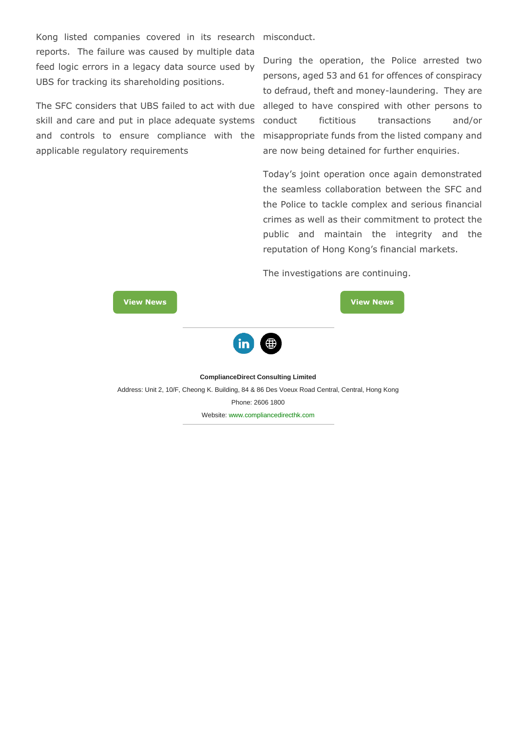Kong listed companies covered in its research reports. The failure was caused by multiple data feed logic errors in a legacy data source used by UBS for tracking its shareholding positions.

The SFC considers that UBS failed to act with due skill and care and put in place adequate systems and controls to ensure compliance with the applicable regulatory requirements

**View News**

misconduct.

During the operation, the Police arrested two persons, aged 53 and 61 for offences of conspiracy to defraud, theft and money-laundering. They are alleged to have conspired with other persons to conduct fictitious transactions and/or misappropriate funds from the listed company and are now being detained for further enquiries.

Today's joint operation once again demonstrated the seamless collaboration between the SFC and the Police to tackle complex and serious financial crimes as well as their commitment to protect the public and maintain the integrity and the reputation of Hong Kong's financial markets.

The investigations are continuing.

**View News**

---

**ComplianceDirect Consulting Limited**

Address: Unit 2, 10/F, Cheong K. Building, 84 & 86 Des Voeux Road Central, Central, Hong Kong

Phone: 2606 1800

Website: www.compliancedirecthk.com